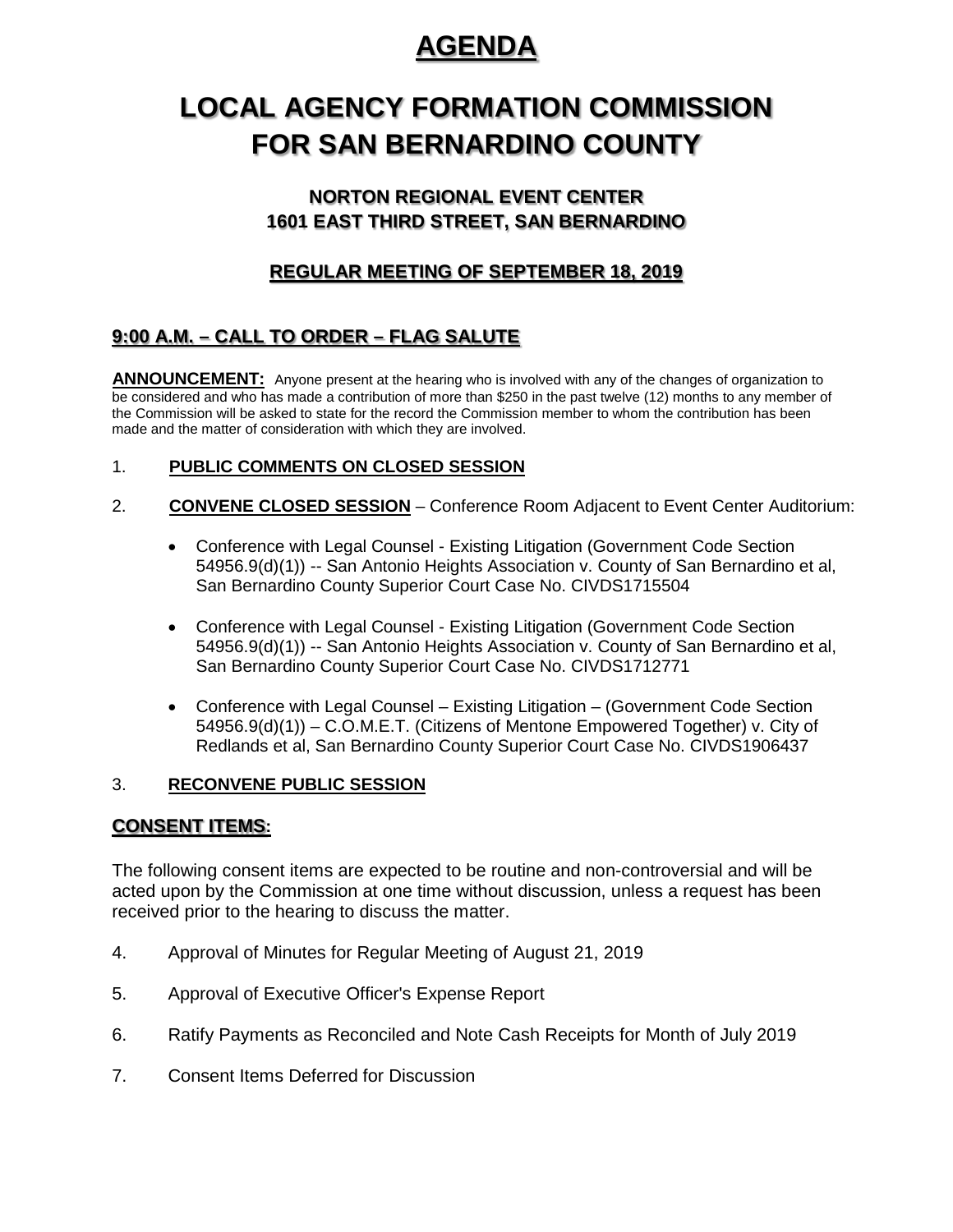# AGENDA

# LOCAL AGENCY FORMATION COMMISSION FOR SAN BERNARDINO COUNTY

### NORTON REGIONAL EVENT CENTER
### 1601 EAST THIRD STREET, SAN BERNARDINO

### REGULAR MEETING OF SEPTEMBER 18, 2019

### 9:00 A.M. – CALL TO ORDER – FLAG SALUTE

**ANNOUNCEMENT:** Anyone present at the hearing who is involved with any of the changes of organization to be considered and who has made a contribution of more than $250 in the past twelve (12) months to any member of the Commission will be asked to state for the record the Commission member to whom the contribution has been made and the matter of consideration with which they are involved.

1. **PUBLIC COMMENTS ON CLOSED SESSION**

2. **CONVENE CLOSED SESSION** – Conference Room Adjacent to Event Center Auditorium:

   - Conference with Legal Counsel - Existing Litigation (Government Code Section 54956.9(d)(1)) -- San Antonio Heights Association v. County of San Bernardino et al, San Bernardino County Superior Court Case No. CIVDS1715504
   - Conference with Legal Counsel - Existing Litigation (Government Code Section 54956.9(d)(1)) -- San Antonio Heights Association v. County of San Bernardino et al, San Bernardino County Superior Court Case No. CIVDS1712771
   - Conference with Legal Counsel – Existing Litigation – (Government Code Section 54956.9(d)(1)) – C.O.M.E.T. (Citizens of Mentone Empowered Together) v. City of Redlands et al, San Bernardino County Superior Court Case No. CIVDS1906437

3. **RECONVENE PUBLIC SESSION**

### CONSENT ITEMS:

The following consent items are expected to be routine and non-controversial and will be acted upon by the Commission at one time without discussion, unless a request has been received prior to the hearing to discuss the matter.

4. Approval of Minutes for Regular Meeting of August 21, 2019

5. Approval of Executive Officer's Expense Report

6. Ratify Payments as Reconciled and Note Cash Receipts for Month of July 2019

7. Consent Items Deferred for Discussion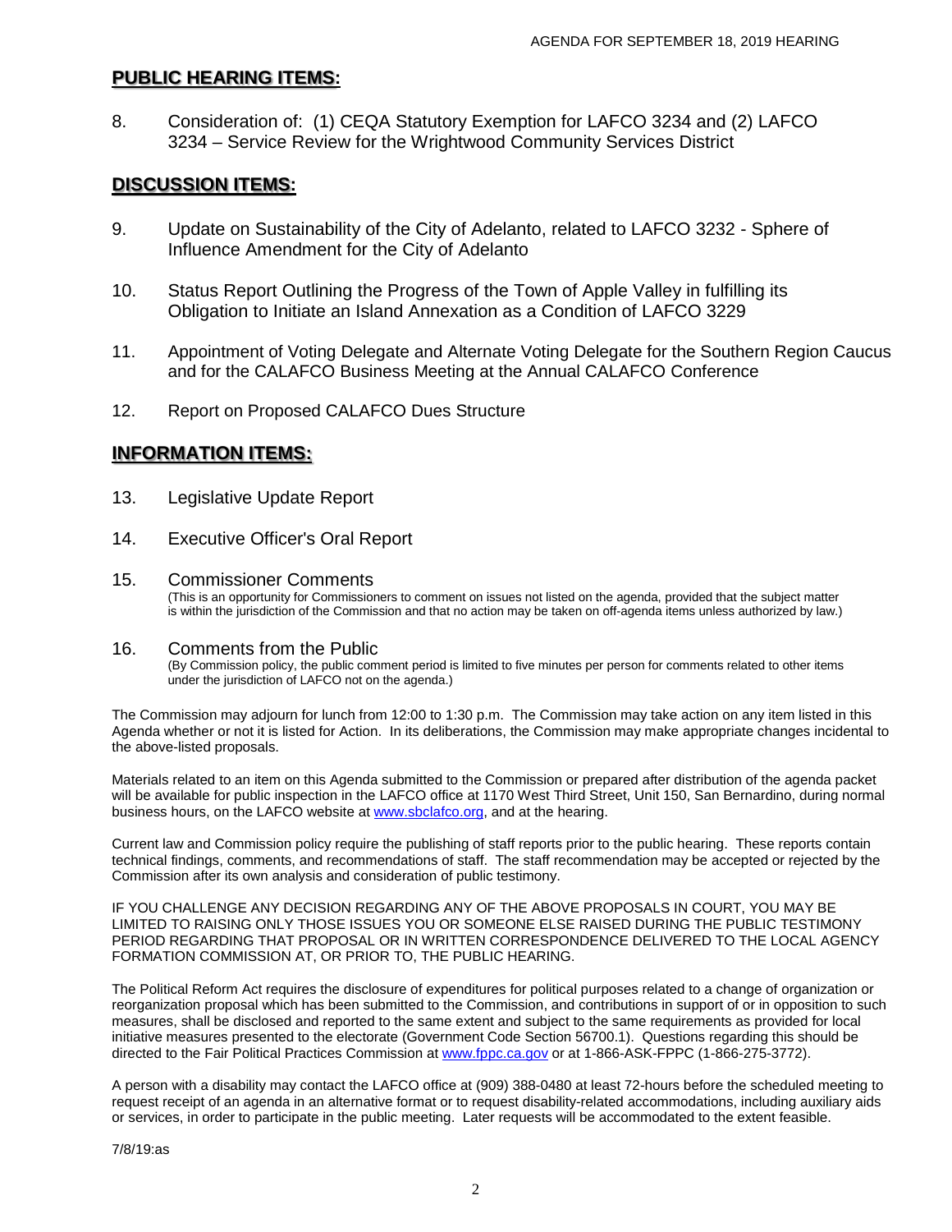## PUBLIC HEARING ITEMS:

8. Consideration of: (1) CEQA Statutory Exemption for LAFCO 3234 and (2) LAFCO 3234 – Service Review for the Wrightwood Community Services District

## DISCUSSION ITEMS:

9. Update on Sustainability of the City of Adelanto, related to LAFCO 3232 - Sphere of Influence Amendment for the City of Adelanto

10. Status Report Outlining the Progress of the Town of Apple Valley in fulfilling its Obligation to Initiate an Island Annexation as a Condition of LAFCO 3229

11. Appointment of Voting Delegate and Alternate Voting Delegate for the Southern Region Caucus and for the CALAFCO Business Meeting at the Annual CALAFCO Conference

12. Report on Proposed CALAFCO Dues Structure

## INFORMATION ITEMS:

13. Legislative Update Report

14. Executive Officer's Oral Report

15. Commissioner Comments
(This is an opportunity for Commissioners to comment on issues not listed on the agenda, provided that the subject matter is within the jurisdiction of the Commission and that no action may be taken on off-agenda items unless authorized by law.)

16. Comments from the Public
(By Commission policy, the public comment period is limited to five minutes per person for comments related to other items under the jurisdiction of LAFCO not on the agenda.)

The Commission may adjourn for lunch from 12:00 to 1:30 p.m. The Commission may take action on any item listed in this Agenda whether or not it is listed for Action. In its deliberations, the Commission may make appropriate changes incidental to the above-listed proposals.

Materials related to an item on this Agenda submitted to the Commission or prepared after distribution of the agenda packet will be available for public inspection in the LAFCO office at 1170 West Third Street, Unit 150, San Bernardino, during normal business hours, on the LAFCO website at www.sbclafco.org, and at the hearing.

Current law and Commission policy require the publishing of staff reports prior to the public hearing. These reports contain technical findings, comments, and recommendations of staff. The staff recommendation may be accepted or rejected by the Commission after its own analysis and consideration of public testimony.

IF YOU CHALLENGE ANY DECISION REGARDING ANY OF THE ABOVE PROPOSALS IN COURT, YOU MAY BE LIMITED TO RAISING ONLY THOSE ISSUES YOU OR SOMEONE ELSE RAISED DURING THE PUBLIC TESTIMONY PERIOD REGARDING THAT PROPOSAL OR IN WRITTEN CORRESPONDENCE DELIVERED TO THE LOCAL AGENCY FORMATION COMMISSION AT, OR PRIOR TO, THE PUBLIC HEARING.

The Political Reform Act requires the disclosure of expenditures for political purposes related to a change of organization or reorganization proposal which has been submitted to the Commission, and contributions in support of or in opposition to such measures, shall be disclosed and reported to the same extent and subject to the same requirements as provided for local initiative measures presented to the electorate (Government Code Section 56700.1). Questions regarding this should be directed to the Fair Political Practices Commission at www.fppc.ca.gov or at 1-866-ASK-FPPC (1-866-275-3772).

A person with a disability may contact the LAFCO office at (909) 388-0480 at least 72-hours before the scheduled meeting to request receipt of an agenda in an alternative format or to request disability-related accommodations, including auxiliary aids or services, in order to participate in the public meeting. Later requests will be accommodated to the extent feasible.

7/8/19:as